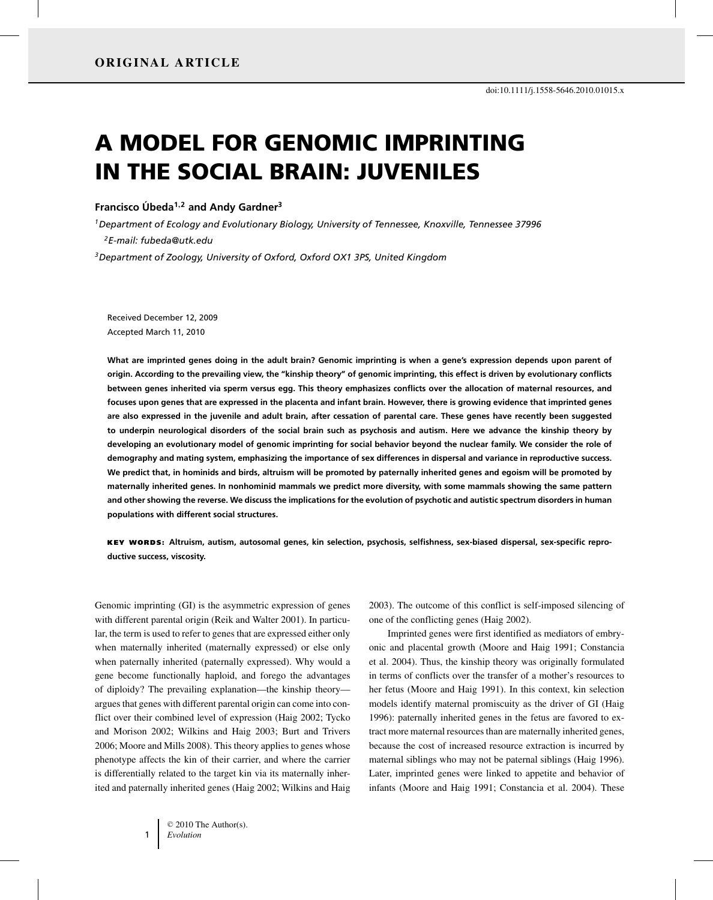ORIGINAL ARTICLE

doi:10.1111/j.1558-5646.2010.01015.x

# A MODEL FOR GENOMIC IMPRINTING IN THE SOCIAL BRAIN: JUVENILES

**Francisco Úbeda[1,2] and Andy Gardner[3]**

[1]*Department of Ecology and Evolutionary Biology, University of Tennessee, Knoxville, Tennessee 37996*

[2]*E-mail: fubeda@utk.edu*

[3]*Department of Zoology, University of Oxford, Oxford OX1 3PS, United Kingdom*

Received December 12, 2009
Accepted March 11, 2010

**What are imprinted genes doing in the adult brain? Genomic imprinting is when a gene's expression depends upon parent of origin. According to the prevailing view, the "kinship theory" of genomic imprinting, this effect is driven by evolutionary conflicts between genes inherited via sperm versus egg. This theory emphasizes conflicts over the allocation of maternal resources, and focuses upon genes that are expressed in the placenta and infant brain. However, there is growing evidence that imprinted genes are also expressed in the juvenile and adult brain, after cessation of parental care. These genes have recently been suggested to underpin neurological disorders of the social brain such as psychosis and autism. Here we advance the kinship theory by developing an evolutionary model of genomic imprinting for social behavior beyond the nuclear family. We consider the role of demography and mating system, emphasizing the importance of sex differences in dispersal and variance in reproductive success. We predict that, in hominids and birds, altruism will be promoted by paternally inherited genes and egoism will be promoted by maternally inherited genes. In nonhominid mammals we predict more diversity, with some mammals showing the same pattern and other showing the reverse. We discuss the implications for the evolution of psychotic and autistic spectrum disorders in human populations with different social structures.**

**KEY WORDS:** Altruism, autism, autosomal genes, kin selection, psychosis, selfishness, sex-biased dispersal, sex-specific reproductive success, viscosity.

Genomic imprinting (GI) is the asymmetric expression of genes with different parental origin (Reik and Walter 2001). In particular, the term is used to refer to genes that are expressed either only when maternally inherited (maternally expressed) or else only when paternally inherited (paternally expressed). Why would a gene become functionally haploid, and forego the advantages of diploidy? The prevailing explanation—the kinship theory—argues that genes with different parental origin can come into conflict over their combined level of expression (Haig 2002; Tycko and Morison 2002; Wilkins and Haig 2003; Burt and Trivers 2006; Moore and Mills 2008). This theory applies to genes whose phenotype affects the kin of their carrier, and where the carrier is differentially related to the target kin via its maternally inherited and paternally inherited genes (Haig 2002; Wilkins and Haig 2003). The outcome of this conflict is self-imposed silencing of one of the conflicting genes (Haig 2002).

Imprinted genes were first identified as mediators of embryonic and placental growth (Moore and Haig 1991; Constancia et al. 2004). Thus, the kinship theory was originally formulated in terms of conflicts over the transfer of a mother's resources to her fetus (Moore and Haig 1991). In this context, kin selection models identify maternal promiscuity as the driver of GI (Haig 1996): paternally inherited genes in the fetus are favored to extract more maternal resources than are maternally inherited genes, because the cost of increased resource extraction is incurred by maternal siblings who may not be paternal siblings (Haig 1996). Later, imprinted genes were linked to appetite and behavior of infants (Moore and Haig 1991; Constancia et al. 2004). These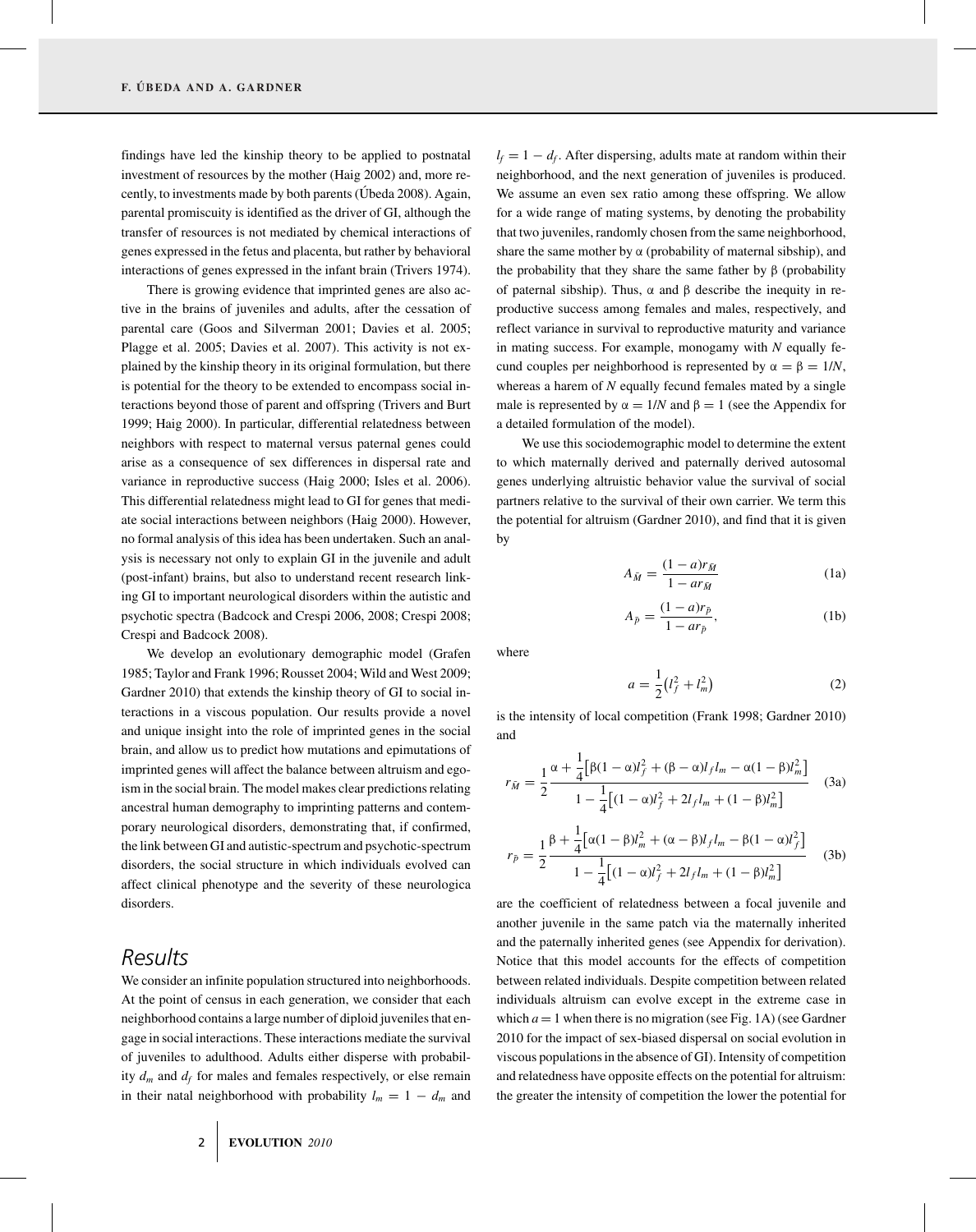findings have led the kinship theory to be applied to postnatal investment of resources by the mother (Haig 2002) and, more recently, to investments made by both parents (Úbeda 2008). Again, parental promiscuity is identified as the driver of GI, although the transfer of resources is not mediated by chemical interactions of genes expressed in the fetus and placenta, but rather by behavioral interactions of genes expressed in the infant brain (Trivers 1974).

There is growing evidence that imprinted genes are also active in the brains of juveniles and adults, after the cessation of parental care (Goos and Silverman 2001; Davies et al. 2005; Plagge et al. 2005; Davies et al. 2007). This activity is not explained by the kinship theory in its original formulation, but there is potential for the theory to be extended to encompass social interactions beyond those of parent and offspring (Trivers and Burt 1999; Haig 2000). In particular, differential relatedness between neighbors with respect to maternal versus paternal genes could arise as a consequence of sex differences in dispersal rate and variance in reproductive success (Haig 2000; Isles et al. 2006). This differential relatedness might lead to GI for genes that mediate social interactions between neighbors (Haig 2000). However, no formal analysis of this idea has been undertaken. Such an analysis is necessary not only to explain GI in the juvenile and adult (post-infant) brains, but also to understand recent research linking GI to important neurological disorders within the autistic and psychotic spectra (Badcock and Crespi 2006, 2008; Crespi 2008; Crespi and Badcock 2008).

We develop an evolutionary demographic model (Grafen 1985; Taylor and Frank 1996; Rousset 2004; Wild and West 2009; Gardner 2010) that extends the kinship theory of GI to social interactions in a viscous population. Our results provide a novel and unique insight into the role of imprinted genes in the social brain, and allow us to predict how mutations and epimutations of imprinted genes will affect the balance between altruism and egoism in the social brain. The model makes clear predictions relating ancestral human demography to imprinting patterns and contemporary neurological disorders, demonstrating that, if confirmed, the link between GI and autistic-spectrum and psychotic-spectrum disorders, the social structure in which individuals evolved can affect clinical phenotype and the severity of these neurologica disorders.

## Results

We consider an infinite population structured into neighborhoods. At the point of census in each generation, we consider that each neighborhood contains a large number of diploid juveniles that engage in social interactions. These interactions mediate the survival of juveniles to adulthood. Adults either disperse with probability $d_m$ and $d_f$ for males and females respectively, or else remain in their natal neighborhood with probability $l_m = 1 - d_m$ and $l_f = 1 - d_f$. After dispersing, adults mate at random within their neighborhood, and the next generation of juveniles is produced. We assume an even sex ratio among these offspring. We allow for a wide range of mating systems, by denoting the probability that two juveniles, randomly chosen from the same neighborhood, share the same mother by $\alpha$ (probability of maternal sibship), and the probability that they share the same father by $\beta$ (probability of paternal sibship). Thus, $\alpha$ and $\beta$ describe the inequity in reproductive success among females and males, respectively, and reflect variance in survival to reproductive maturity and variance in mating success. For example, monogamy with $N$ equally fecund couples per neighborhood is represented by $\alpha = \beta = 1/N$, whereas a harem of $N$ equally fecund females mated by a single male is represented by $\alpha = 1/N$ and $\beta = 1$ (see the Appendix for a detailed formulation of the model).

We use this sociodemographic model to determine the extent to which maternally derived and paternally derived autosomal genes underlying altruistic behavior value the survival of social partners relative to the survival of their own carrier. We term this the potential for altruism (Gardner 2010), and find that it is given by

$$A_{\bar{M}} = \frac{(1-a)r_{\bar{M}}}{1-ar_{\bar{M}}} \tag{1a}$$

$$A_{\bar{P}} = \frac{(1-a)r_{\bar{P}}}{1-ar_{\bar{P}}}, \tag{1b}$$

where

$$a = \frac{1}{2}\left(l_f^2 + l_m^2\right) \tag{2}$$

is the intensity of local competition (Frank 1998; Gardner 2010) and

$$r_{\bar{M}} = \frac{1}{2}\frac{\alpha + \frac{1}{4}\left[\beta(1-\alpha)l_f^2 + (\beta-\alpha)l_f l_m - \alpha(1-\beta)l_m^2\right]}{1 - \frac{1}{4}\left[(1-\alpha)l_f^2 + 2l_f l_m + (1-\beta)l_m^2\right]} \tag{3a}$$

$$r_{\bar{P}} = \frac{1}{2}\frac{\beta + \frac{1}{4}\left[\alpha(1-\beta)l_m^2 + (\alpha-\beta)l_f l_m - \beta(1-\alpha)l_f^2\right]}{1 - \frac{1}{4}\left[(1-\alpha)l_f^2 + 2l_f l_m + (1-\beta)l_m^2\right]} \tag{3b}$$

are the coefficient of relatedness between a focal juvenile and another juvenile in the same patch via the maternally inherited and the paternally inherited genes (see Appendix for derivation). Notice that this model accounts for the effects of competition between related individuals. Despite competition between related individuals altruism can evolve except in the extreme case in which $a = 1$ when there is no migration (see Fig. 1A) (see Gardner 2010 for the impact of sex-biased dispersal on social evolution in viscous populations in the absence of GI). Intensity of competition and relatedness have opposite effects on the potential for altruism: the greater the intensity of competition the lower the potential for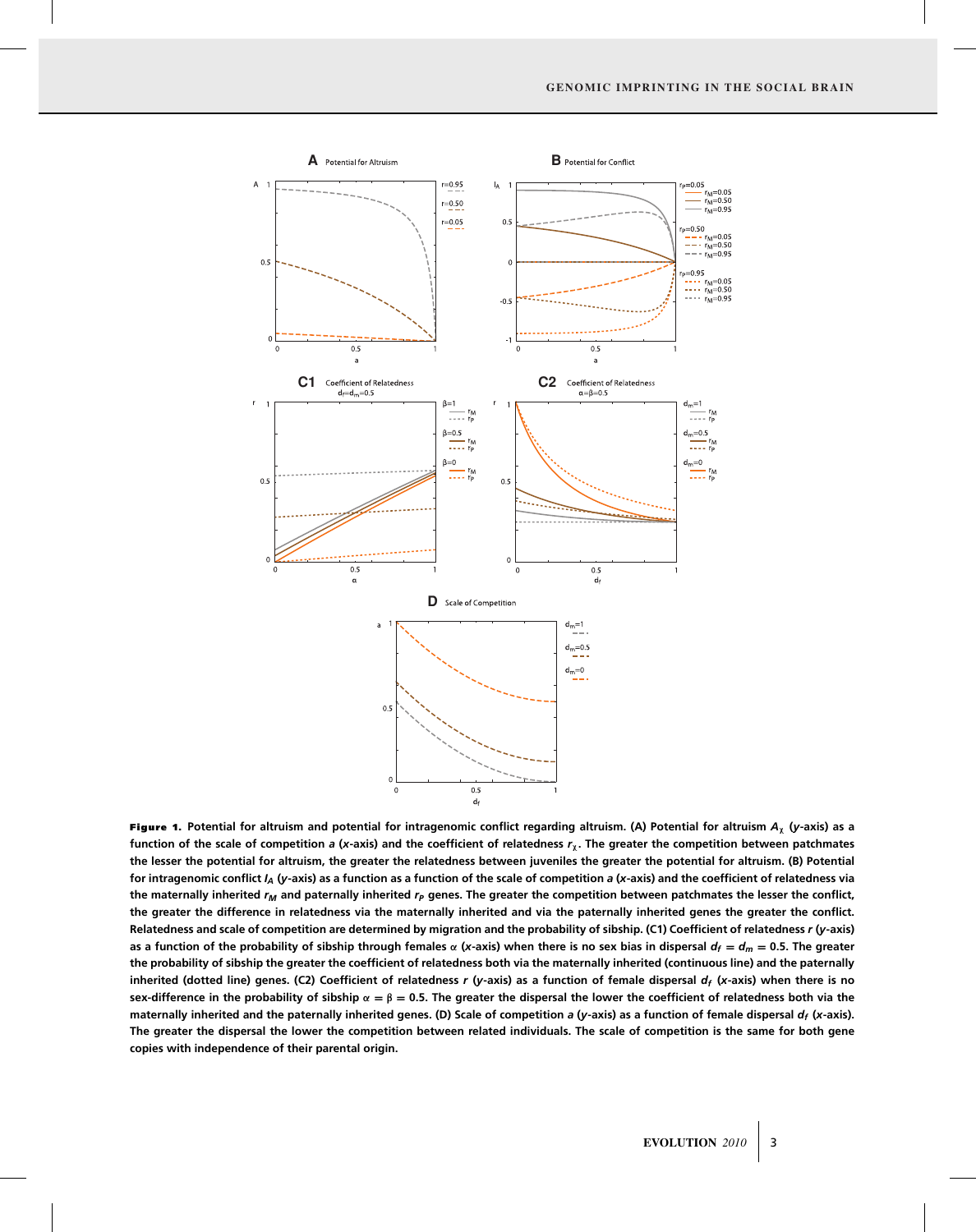**Figure 1. Potential for altruism and potential for intragenomic conflict regarding altruism. (A) Potential for altruism $A_\chi$ (*y*-axis) as a function of the scale of competition *a* (*x*-axis) and the coefficient of relatedness $r_\chi$. The greater the competition between patchmates the lesser the potential for altruism, the greater the relatedness between juveniles the greater the potential for altruism. (B) Potential for intragenomic conflict $I_A$ (*y*-axis) as a function of the scale of competition *a* (*x*-axis) and the coefficient of relatedness via the maternally inherited $r_M$ and paternally inherited $r_P$ genes. The greater the competition between patchmates the lesser the conflict, the greater the difference in relatedness via the maternally inherited and via the paternally inherited genes the greater the conflict. Relatedness and scale of competition are determined by migration and the probability of sibship. (C1) Coefficient of relatedness *r* (*y*-axis) as a function of the probability of sibship through females $\alpha$ (*x*-axis) when there is no sex bias in dispersal $d_f = d_m = 0.5$. The greater the probability of sibship the greater the coefficient of relatedness both via the maternally inherited (continuous line) and the paternally inherited (dotted line) genes. (C2) Coefficient of relatedness *r* (*y*-axis) as a function of female dispersal $d_f$ (*x*-axis) when there is no sex-difference in the probability of sibship $\alpha = \beta = 0.5$. The greater the dispersal the lower the coefficient of relatedness both via the maternally inherited and the paternally inherited genes. (D) Scale of competition *a* (*y*-axis) as a function of female dispersal $d_f$ (*x*-axis). The greater the dispersal the lower the competition between related individuals. The scale of competition is the same for both gene copies with independence of their parental origin.**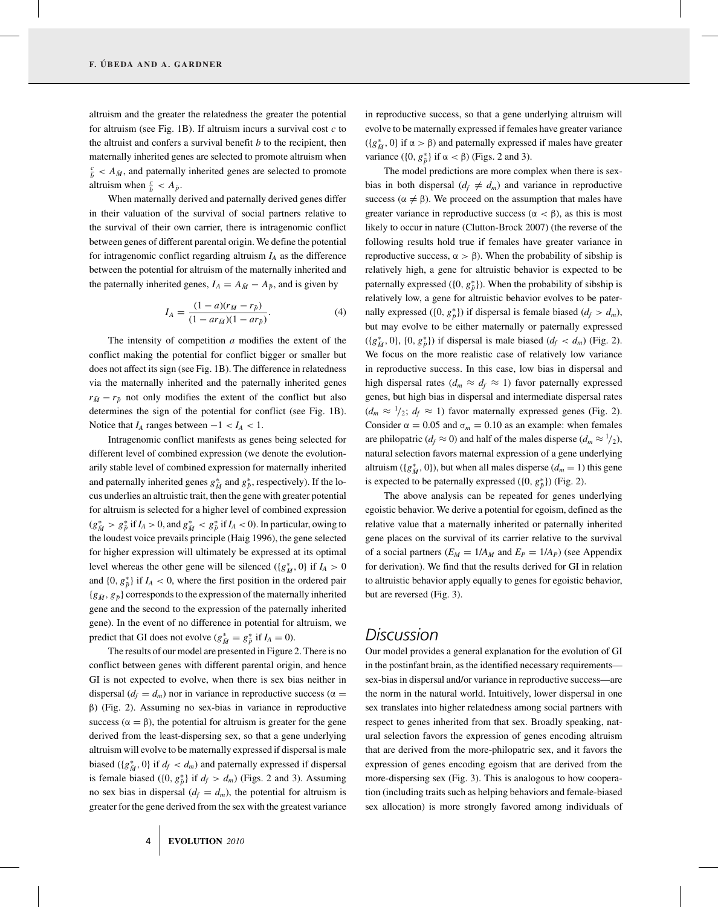altruism and the greater the relatedness the greater the potential for altruism (see Fig. 1B). If altruism incurs a survival cost $c$ to the altruist and confers a survival benefit $b$ to the recipient, then maternally inherited genes are selected to promote altruism when $\frac{c}{b} < A_{\bar{M}}$, and paternally inherited genes are selected to promote altruism when $\frac{c}{b} < A_{\bar{P}}$.

When maternally derived and paternally derived genes differ in their valuation of the survival of social partners relative to the survival of their own carrier, there is intragenomic conflict between genes of different parental origin. We define the potential for intragenomic conflict regarding altruism $I_A$ as the difference between the potential for altruism of the maternally inherited and the paternally inherited genes, $I_A = A_{\bar{M}} - A_{\bar{P}}$, and is given by

$$I_A = \frac{(1-a)(r_{\bar{M}} - r_{\bar{P}})}{(1 - ar_{\bar{M}})(1 - ar_{\bar{P}})}. \quad (4)$$

The intensity of competition $a$ modifies the extent of the conflict making the potential for conflict bigger or smaller but does not affect its sign (see Fig. 1B). The difference in relatedness via the maternally inherited and the paternally inherited genes $r_{\bar{M}} - r_{\bar{P}}$ not only modifies the extent of the conflict but also determines the sign of the potential for conflict (see Fig. 1B). Notice that $I_A$ ranges between $-1 < I_A < 1$.

Intragenomic conflict manifests as genes being selected for different level of combined expression (we denote the evolutionarily stable level of combined expression for maternally inherited and paternally inherited genes $g^*_{\bar{M}}$ and $g^*_{\bar{P}}$, respectively). If the locus underlies an altruistic trait, then the gene with greater potential for altruism is selected for a higher level of combined expression ($g^*_{\bar{M}} > g^*_{\bar{P}}$ if $I_A > 0$, and $g^*_{\bar{M}} < g^*_{\bar{P}}$ if $I_A < 0$). In particular, owing to the loudest voice prevails principle (Haig 1996), the gene selected for higher expression will ultimately be expressed at its optimal level whereas the other gene will be silenced ($\{g^*_{\bar{M}}, 0\}$ if $I_A > 0$ and $\{0, g^*_{\bar{P}}\}$ if $I_A < 0$, where the first position in the ordered pair $\{g_{\bar{M}}, g_{\bar{P}}\}$ corresponds to the expression of the maternally inherited gene and the second to the expression of the paternally inherited gene). In the event of no difference in potential for altruism, we predict that GI does not evolve ($g^*_{\bar{M}} = g^*_{\bar{P}}$ if $I_A = 0$).

The results of our model are presented in Figure 2. There is no conflict between genes with different parental origin, and hence GI is not expected to evolve, when there is sex bias neither in dispersal ($d_f = d_m$) nor in variance in reproductive success ($\alpha = \beta$) (Fig. 2). Assuming no sex-bias in variance in reproductive success ($\alpha = \beta$), the potential for altruism is greater for the gene derived from the least-dispersing sex, so that a gene underlying altruism will evolve to be maternally expressed if dispersal is male biased ($\{g^*_{\bar{M}}, 0\}$ if $d_f < d_m$) and paternally expressed if dispersal is female biased ($\{0, g^*_{\bar{P}}\}$ if $d_f > d_m$) (Figs. 2 and 3). Assuming no sex bias in dispersal ($d_f = d_m$), the potential for altruism is greater for the gene derived from the sex with the greatest variance in reproductive success, so that a gene underlying altruism will evolve to be maternally expressed if females have greater variance ($\{g^*_{\bar{M}}, 0\}$ if $\alpha > \beta$) and paternally expressed if males have greater variance ($\{0, g^*_{\bar{P}}\}$ if $\alpha < \beta$) (Figs. 2 and 3).

The model predictions are more complex when there is sex-bias in both dispersal ($d_f \neq d_m$) and variance in reproductive success ($\alpha \neq \beta$). We proceed on the assumption that males have greater variance in reproductive success ($\alpha < \beta$), as this is most likely to occur in nature (Clutton-Brock 2007) (the reverse of the following results hold true if females have greater variance in reproductive success, $\alpha > \beta$). When the probability of sibship is relatively high, a gene for altruistic behavior is expected to be paternally expressed ($\{0, g^*_{\bar{P}}\}$). When the probability of sibship is relatively low, a gene for altruistic behavior evolves to be paternally expressed ($\{0, g^*_{\bar{P}}\}$) if dispersal is female biased ($d_f > d_m$), but may evolve to be either maternally or paternally expressed ($\{g^*_{\bar{M}}, 0\}$, $\{0, g^*_{\bar{P}}\}$) if dispersal is male biased ($d_f < d_m$) (Fig. 2). We focus on the more realistic case of relatively low variance in reproductive success. In this case, low bias in dispersal and high dispersal rates ($d_m \approx d_f \approx 1$) favor paternally expressed genes, but high bias in dispersal and intermediate dispersal rates ($d_m \approx {}^1/_2$; $d_f \approx 1$) favor maternally expressed genes (Fig. 2). Consider $\alpha = 0.05$ and $\sigma_m = 0.10$ as an example: when females are philopatric ($d_f \approx 0$) and half of the males disperse ($d_m \approx {}^1/_2$), natural selection favors maternal expression of a gene underlying altruism ($\{g^*_{\bar{M}}, 0\}$), but when all males disperse ($d_m = 1$) this gene is expected to be paternally expressed ($\{0, g^*_{\bar{P}}\}$) (Fig. 2).

The above analysis can be repeated for genes underlying egoistic behavior. We derive a potential for egoism, defined as the relative value that a maternally inherited or paternally inherited gene places on the survival of its carrier relative to the survival of a social partners ($E_M = 1/A_M$ and $E_P = 1/A_P$) (see Appendix for derivation). We find that the results derived for GI in relation to altruistic behavior apply equally to genes for egoistic behavior, but are reversed (Fig. 3).

## Discussion

Our model provides a general explanation for the evolution of GI in the postinfant brain, as the identified necessary requirements—sex-bias in dispersal and/or variance in reproductive success—are the norm in the natural world. Intuitively, lower dispersal in one sex translates into higher relatedness among social partners with respect to genes inherited from that sex. Broadly speaking, natural selection favors the expression of genes encoding altruism that are derived from the more-philopatric sex, and it favors the expression of genes encoding egoism that are derived from the more-dispersing sex (Fig. 3). This is analogous to how cooperation (including traits such as helping behaviors and female-biased sex allocation) is more strongly favored among individuals of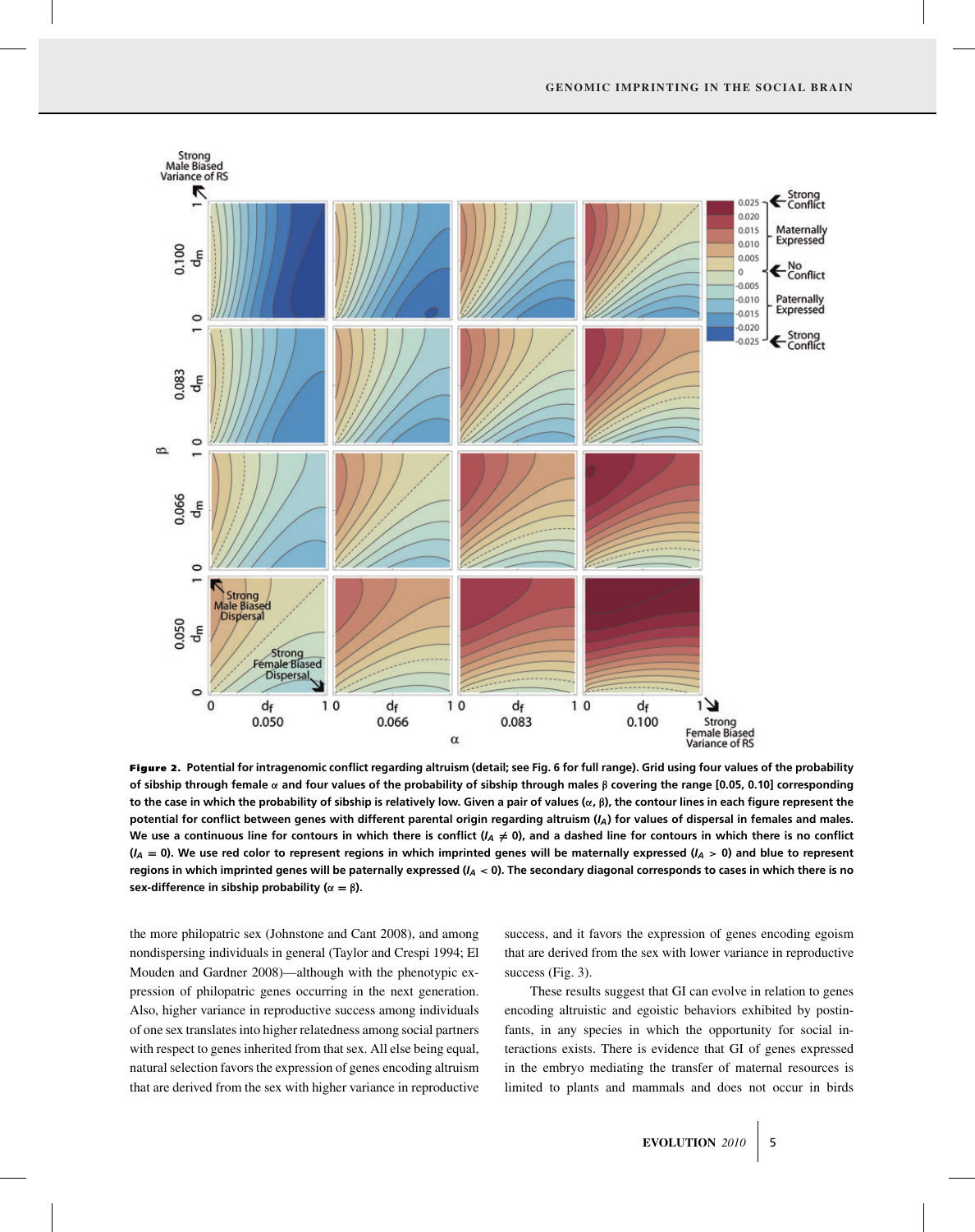**Figure 2.** Potential for intragenomic conflict regarding altruism (detail; see Fig. 6 for full range). Grid using four values of the probability of sibship through female $\alpha$ and four values of the probability of sibship through males $\beta$ covering the range [0.05, 0.10] corresponding to the case in which the probability of sibship is relatively low. Given a pair of values ($\alpha$, $\beta$), the contour lines in each figure represent the potential for conflict between genes with different parental origin regarding altruism ($I_A$) for values of dispersal in females and males. We use a continuous line for contours in which there is conflict ($I_A \neq 0$), and a dashed line for contours in which there is no conflict ($I_A = 0$). We use red color to represent regions in which imprinted genes will be maternally expressed ($I_A > 0$) and blue to represent regions in which imprinted genes will be paternally expressed ($I_A < 0$). The secondary diagonal corresponds to cases in which there is no sex-difference in sibship probability ($\alpha = \beta$).

the more philopatric sex (Johnstone and Cant 2008), and among nondispersing individuals in general (Taylor and Crespi 1994; El Mouden and Gardner 2008)—although with the phenotypic expression of philopatric genes occurring in the next generation. Also, higher variance in reproductive success among individuals of one sex translates into higher relatedness among social partners with respect to genes inherited from that sex. All else being equal, natural selection favors the expression of genes encoding altruism that are derived from the sex with higher variance in reproductive success, and it favors the expression of genes encoding egoism that are derived from the sex with lower variance in reproductive success (Fig. 3).

These results suggest that GI can evolve in relation to genes encoding altruistic and egoistic behaviors exhibited by postinfants, in any species in which the opportunity for social interactions exists. There is evidence that GI of genes expressed in the embryo mediating the transfer of maternal resources is limited to plants and mammals and does not occur in birds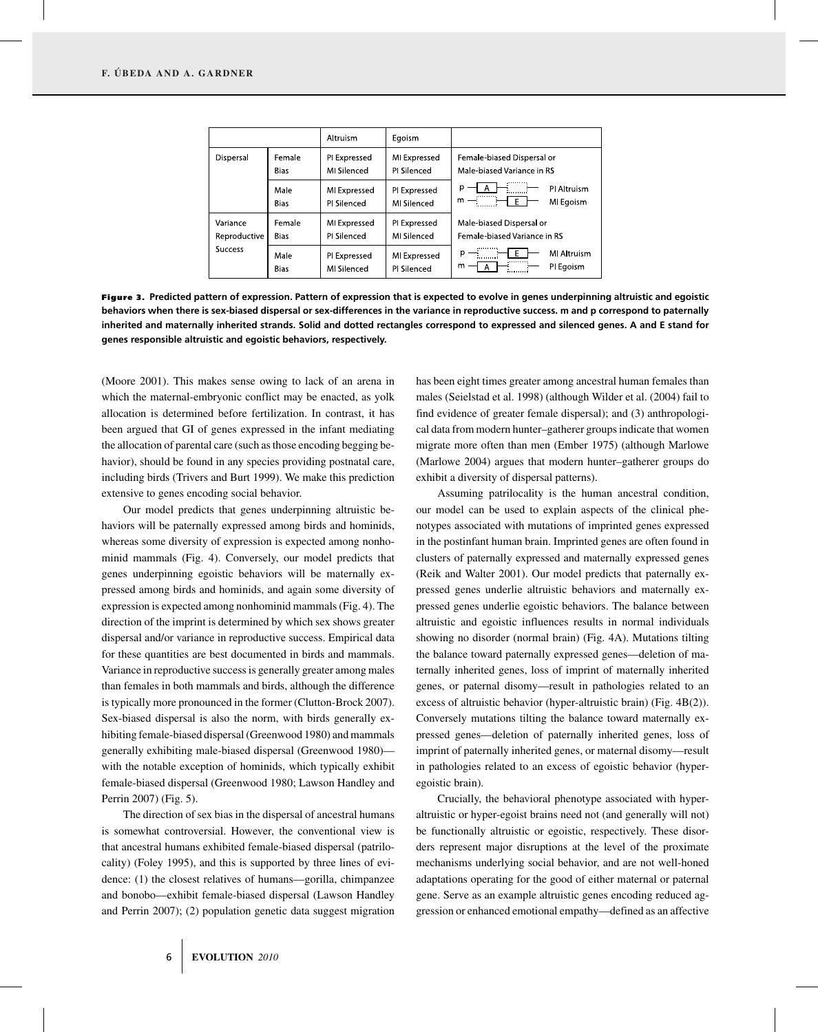| | | Altruism | Egoism | |
|---|---|---|---|---|
| Dispersal | Female Bias | PI Expressed MI Silenced | MI Expressed PI Silenced | Female-biased Dispersal or Male-biased Variance in RS |
| | Male Bias | MI Expressed PI Silenced | PI Expressed MI Silenced | p —[A]—[ ]— PI Altruism; m —[ ]—[E]— MI Egoism |
| Variance Reproductive Success | Female Bias | MI Expressed PI Silenced | PI Expressed MI Silenced | Male-biased Dispersal or Female-biased Variance in RS |
| | Male Bias | PI Expressed MI Silenced | MI Expressed PI Silenced | p —[ ]—[E]— MI Altruism; m —[A]—[ ]— PI Egoism |

**Figure 3. Predicted pattern of expression. Pattern of expression that is expected to evolve in genes underpinning altruistic and egoistic behaviors when there is sex-biased dispersal or sex-differences in the variance in reproductive success. m and p correspond to paternally inherited and maternally inherited strands. Solid and dotted rectangles correspond to expressed and silenced genes. A and E stand for genes responsible altruistic and egoistic behaviors, respectively.**

(Moore 2001). This makes sense owing to lack of an arena in which the maternal-embryonic conflict may be enacted, as yolk allocation is determined before fertilization. In contrast, it has been argued that GI of genes expressed in the infant mediating the allocation of parental care (such as those encoding begging behavior), should be found in any species providing postnatal care, including birds (Trivers and Burt 1999). We make this prediction extensive to genes encoding social behavior.

Our model predicts that genes underpinning altruistic behaviors will be paternally expressed among birds and hominids, whereas some diversity of expression is expected among nonhominid mammals (Fig. 4). Conversely, our model predicts that genes underpinning egoistic behaviors will be maternally expressed among birds and hominids, and again some diversity of expression is expected among nonhominid mammals (Fig. 4). The direction of the imprint is determined by which sex shows greater dispersal and/or variance in reproductive success. Empirical data for these quantities are best documented in birds and mammals. Variance in reproductive success is generally greater among males than females in both mammals and birds, although the difference is typically more pronounced in the former (Clutton-Brock 2007). Sex-biased dispersal is also the norm, with birds generally exhibiting female-biased dispersal (Greenwood 1980) and mammals generally exhibiting male-biased dispersal (Greenwood 1980)—with the notable exception of hominids, which typically exhibit female-biased dispersal (Greenwood 1980; Lawson Handley and Perrin 2007) (Fig. 5).

The direction of sex bias in the dispersal of ancestral humans is somewhat controversial. However, the conventional view is that ancestral humans exhibited female-biased dispersal (patrilocality) (Foley 1995), and this is supported by three lines of evidence: (1) the closest relatives of humans—gorilla, chimpanzee and bonobo—exhibit female-biased dispersal (Lawson Handley and Perrin 2007); (2) population genetic data suggest migration has been eight times greater among ancestral human females than males (Seielstad et al. 1998) (although Wilder et al. (2004) fail to find evidence of greater female dispersal); and (3) anthropological data from modern hunter–gatherer groups indicate that women migrate more often than men (Ember 1975) (although Marlowe (Marlowe 2004) argues that modern hunter–gatherer groups do exhibit a diversity of dispersal patterns).

Assuming patrilocality is the human ancestral condition, our model can be used to explain aspects of the clinical phenotypes associated with mutations of imprinted genes expressed in the postinfant human brain. Imprinted genes are often found in clusters of paternally expressed and maternally expressed genes (Reik and Walter 2001). Our model predicts that paternally expressed genes underlie altruistic behaviors and maternally expressed genes underlie egoistic behaviors. The balance between altruistic and egoistic influences results in normal individuals showing no disorder (normal brain) (Fig. 4A). Mutations tilting the balance toward paternally expressed genes—deletion of maternally inherited genes, loss of imprint of maternally inherited genes, or paternal disomy—result in pathologies related to an excess of altruistic behavior (hyper-altruistic brain) (Fig. 4B(2)). Conversely mutations tilting the balance toward maternally expressed genes—deletion of paternally inherited genes, loss of imprint of paternally inherited genes, or maternal disomy—result in pathologies related to an excess of egoistic behavior (hyper-egoistic brain).

Crucially, the behavioral phenotype associated with hyper-altruistic or hyper-egoist brains need not (and generally will not) be functionally altruistic or egoistic, respectively. These disorders represent major disruptions at the level of the proximate mechanisms underlying social behavior, and are not well-honed adaptations operating for the good of either maternal or paternal gene. Serve as an example altruistic genes encoding reduced aggression or enhanced emotional empathy—defined as an affective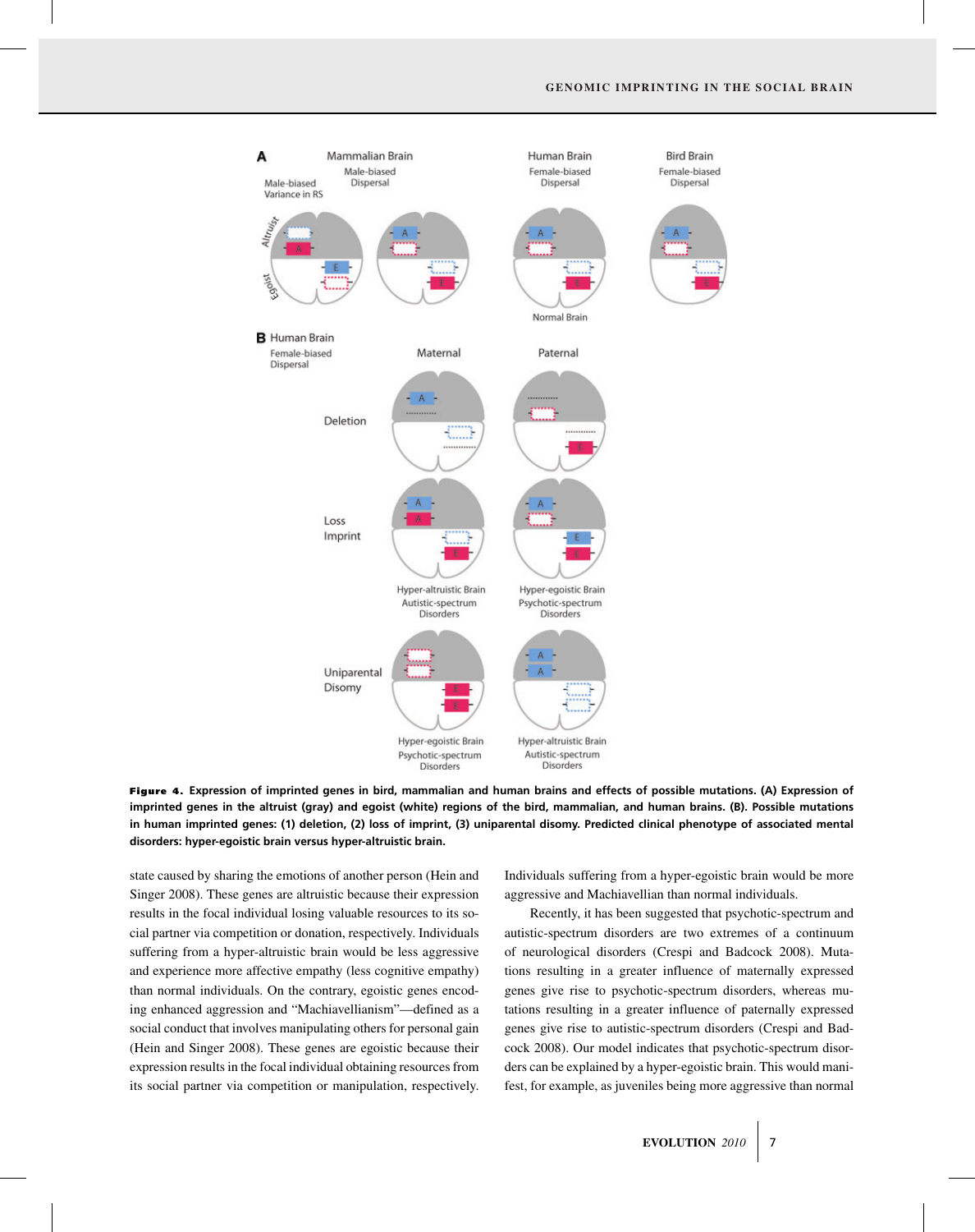**Figure 4.** **Expression of imprinted genes in bird, mammalian and human brains and effects of possible mutations. (A) Expression of imprinted genes in the altruist (gray) and egoist (white) regions of the bird, mammalian, and human brains. (B). Possible mutations in human imprinted genes: (1) deletion, (2) loss of imprint, (3) uniparental disomy. Predicted clinical phenotype of associated mental disorders: hyper-egoistic brain versus hyper-altruistic brain.**

state caused by sharing the emotions of another person (Hein and Singer 2008). These genes are altruistic because their expression results in the focal individual losing valuable resources to its social partner via competition or donation, respectively. Individuals suffering from a hyper-altruistic brain would be less aggressive and experience more affective empathy (less cognitive empathy) than normal individuals. On the contrary, egoistic genes encoding enhanced aggression and "Machiavellianism"—defined as a social conduct that involves manipulating others for personal gain (Hein and Singer 2008). These genes are egoistic because their expression results in the focal individual obtaining resources from its social partner via competition or manipulation, respectively. Individuals suffering from a hyper-egoistic brain would be more aggressive and Machiavellian than normal individuals.

Recently, it has been suggested that psychotic-spectrum and autistic-spectrum disorders are two extremes of a continuum of neurological disorders (Crespi and Badcock 2008). Mutations resulting in a greater influence of maternally expressed genes give rise to psychotic-spectrum disorders, whereas mutations resulting in a greater influence of paternally expressed genes give rise to autistic-spectrum disorders (Crespi and Badcock 2008). Our model indicates that psychotic-spectrum disorders can be explained by a hyper-egoistic brain. This would manifest, for example, as juveniles being more aggressive than normal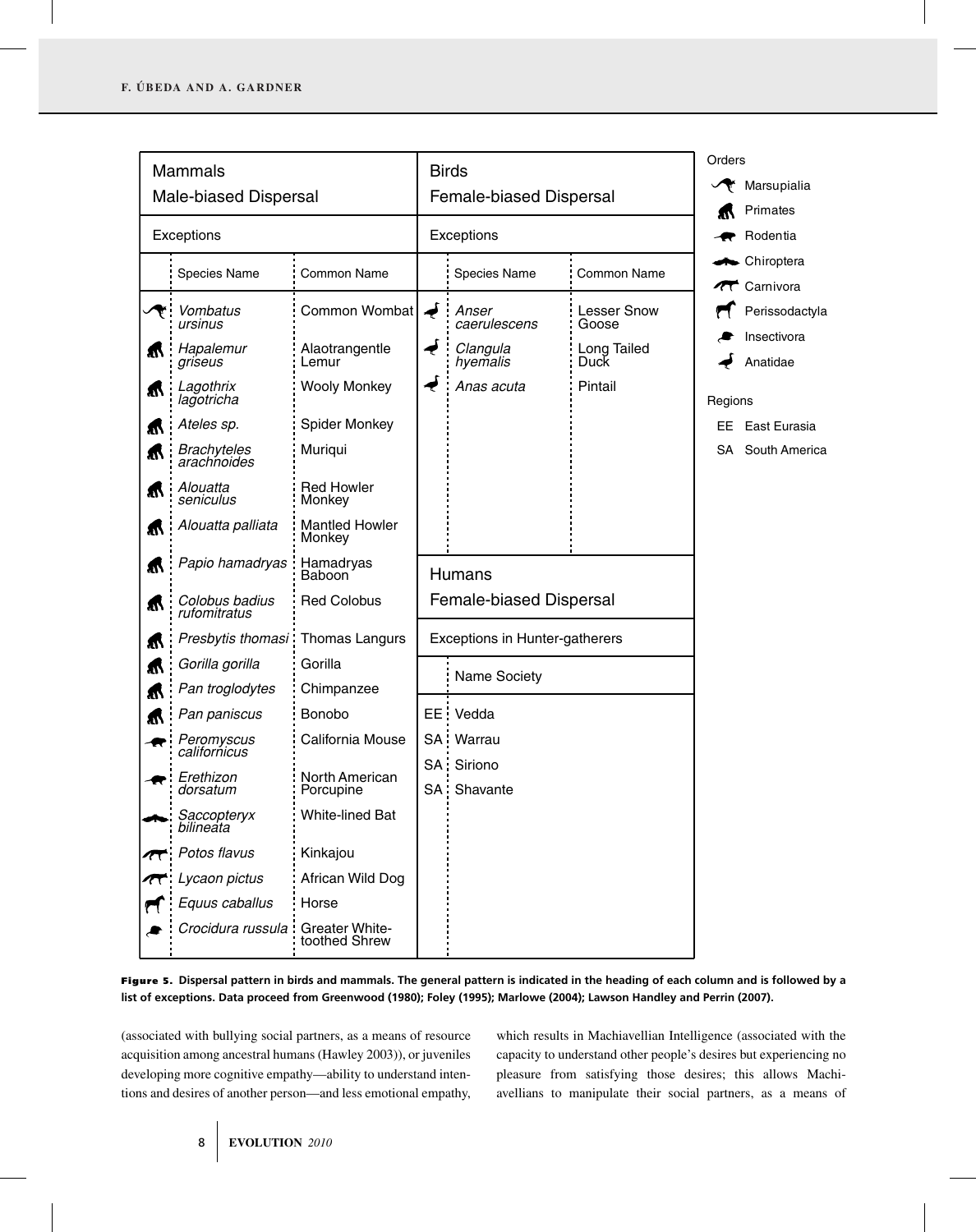| Mammals — Male-biased Dispersal | | |
|---|---|---|
| **Exceptions** | | |
| Order | Species Name | Common Name |
| Marsupialia | *Vombatus ursinus* | Common Wombat |
| Primates | *Hapalemur griseus* | Alaotrangentle Lemur |
| Primates | *Lagothrix lagotricha* | Wooly Monkey |
| Primates | *Ateles sp.* | Spider Monkey |
| Primates | *Brachyteles arachnoides* | Muriqui |
| Primates | *Alouatta seniculus* | Red Howler Monkey |
| Primates | *Alouatta palliata* | Mantled Howler Monkey |
| Primates | *Papio hamadryas* | Hamadryas Baboon |
| Primates | *Colobus badius rufomitratus* | Red Colobus |
| Primates | *Presbytis thomasi* | Thomas Langurs |
| Primates | *Gorilla gorilla* | Gorilla |
| Primates | *Pan troglodytes* | Chimpanzee |
| Primates | *Pan paniscus* | Bonobo |
| Rodentia | *Peromyscus californicus* | California Mouse |
| Rodentia | *Erethizon dorsatum* | North American Porcupine |
| Chiroptera | *Saccopteryx bilineata* | White-lined Bat |
| Carnivora | *Potos flavus* | Kinkajou |
| Carnivora | *Lycaon pictus* | African Wild Dog |
| Perissodactyla | *Equus caballus* | Horse |
| Insectivora | *Crocidura russula* | Greater White-toothed Shrew |

| Birds — Female-biased Dispersal | | |
|---|---|---|
| **Exceptions** | | |
| Order | Species Name | Common Name |
| Anatidae | *Anser caerulescens* | Lesser Snow Goose |
| Anatidae | *Clangula hyemalis* | Long Tailed Duck |
| Anatidae | *Anas acuta* | Pintail |

| Humans — Female-biased Dispersal | |
|---|---|
| **Exceptions in Hunter-gatherers** | |
| Region | Name Society |
| EE | Vedda |
| SA | Warrau |
| SA | Siriono |
| SA | Shavante |

Orders: Marsupialia, Primates, Rodentia, Chiroptera, Carnivora, Perissodactyla, Insectivora, Anatidae

Regions: EE East Eurasia; SA South America

**Figure 5.** **Dispersal pattern in birds and mammals. The general pattern is indicated in the heading of each column and is followed by a list of exceptions. Data proceed from Greenwood (1980); Foley (1995); Marlowe (2004); Lawson Handley and Perrin (2007).**

(associated with bullying social partners, as a means of resource acquisition among ancestral humans (Hawley 2003)), or juveniles developing more cognitive empathy—ability to understand intentions and desires of another person—and less emotional empathy, which results in Machiavellian Intelligence (associated with the capacity to understand other people's desires but experiencing no pleasure from satisfying those desires; this allows Machiavellians to manipulate their social partners, as a means of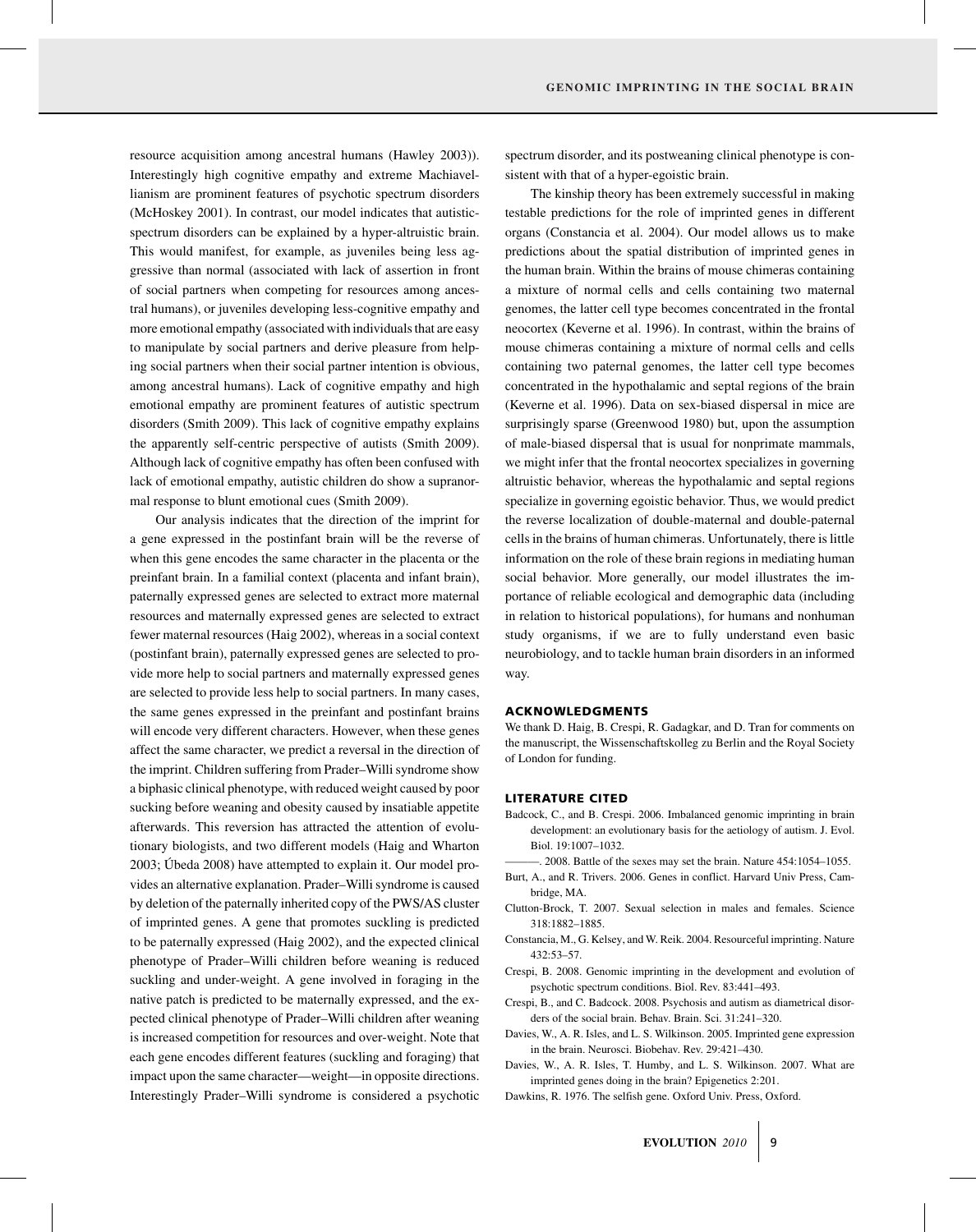resource acquisition among ancestral humans (Hawley 2003)). Interestingly high cognitive empathy and extreme Machiavellianism are prominent features of psychotic spectrum disorders (McHoskey 2001). In contrast, our model indicates that autistic-spectrum disorders can be explained by a hyper-altruistic brain. This would manifest, for example, as juveniles being less aggressive than normal (associated with lack of assertion in front of social partners when competing for resources among ancestral humans), or juveniles developing less-cognitive empathy and more emotional empathy (associated with individuals that are easy to manipulate by social partners and derive pleasure from helping social partners when their social partner intention is obvious, among ancestral humans). Lack of cognitive empathy and high emotional empathy are prominent features of autistic spectrum disorders (Smith 2009). This lack of cognitive empathy explains the apparently self-centric perspective of autists (Smith 2009). Although lack of cognitive empathy has often been confused with lack of emotional empathy, autistic children do show a supranormal response to blunt emotional cues (Smith 2009).

Our analysis indicates that the direction of the imprint for a gene expressed in the postinfant brain will be the reverse of when this gene encodes the same character in the placenta or the preinfant brain. In a familial context (placenta and infant brain), paternally expressed genes are selected to extract more maternal resources and maternally expressed genes are selected to extract fewer maternal resources (Haig 2002), whereas in a social context (postinfant brain), paternally expressed genes are selected to provide more help to social partners and maternally expressed genes are selected to provide less help to social partners. In many cases, the same genes expressed in the preinfant and postinfant brains will encode very different characters. However, when these genes affect the same character, we predict a reversal in the direction of the imprint. Children suffering from Prader–Willi syndrome show a biphasic clinical phenotype, with reduced weight caused by poor sucking before weaning and obesity caused by insatiable appetite afterwards. This reversion has attracted the attention of evolutionary biologists, and two different models (Haig and Wharton 2003; Úbeda 2008) have attempted to explain it. Our model provides an alternative explanation. Prader–Willi syndrome is caused by deletion of the paternally inherited copy of the PWS/AS cluster of imprinted genes. A gene that promotes suckling is predicted to be paternally expressed (Haig 2002), and the expected clinical phenotype of Prader–Willi children before weaning is reduced suckling and under-weight. A gene involved in foraging in the native patch is predicted to be maternally expressed, and the expected clinical phenotype of Prader–Willi children after weaning is increased competition for resources and over-weight. Note that each gene encodes different features (suckling and foraging) that impact upon the same character—weight—in opposite directions. Interestingly Prader–Willi syndrome is considered a psychotic spectrum disorder, and its postweaning clinical phenotype is consistent with that of a hyper-egoistic brain.

The kinship theory has been extremely successful in making testable predictions for the role of imprinted genes in different organs (Constancia et al. 2004). Our model allows us to make predictions about the spatial distribution of imprinted genes in the human brain. Within the brains of mouse chimeras containing a mixture of normal cells and cells containing two maternal genomes, the latter cell type becomes concentrated in the frontal neocortex (Keverne et al. 1996). In contrast, within the brains of mouse chimeras containing a mixture of normal cells and cells containing two paternal genomes, the latter cell type becomes concentrated in the hypothalamic and septal regions of the brain (Keverne et al. 1996). Data on sex-biased dispersal in mice are surprisingly sparse (Greenwood 1980) but, upon the assumption of male-biased dispersal that is usual for nonprimate mammals, we might infer that the frontal neocortex specializes in governing altruistic behavior, whereas the hypothalamic and septal regions specialize in governing egoistic behavior. Thus, we would predict the reverse localization of double-maternal and double-paternal cells in the brains of human chimeras. Unfortunately, there is little information on the role of these brain regions in mediating human social behavior. More generally, our model illustrates the importance of reliable ecological and demographic data (including in relation to historical populations), for humans and nonhuman study organisms, if we are to fully understand even basic neurobiology, and to tackle human brain disorders in an informed way.

## ACKNOWLEDGMENTS

We thank D. Haig, B. Crespi, R. Gadagkar, and D. Tran for comments on the manuscript, the Wissenschaftskolleg zu Berlin and the Royal Society of London for funding.

## LITERATURE CITED

Badcock, C., and B. Crespi. 2006. Imbalanced genomic imprinting in brain development: an evolutionary basis for the aetiology of autism. J. Evol. Biol. 19:1007–1032.

———. 2008. Battle of the sexes may set the brain. Nature 454:1054–1055.

Burt, A., and R. Trivers. 2006. Genes in conflict. Harvard Univ Press, Cambridge, MA.

Clutton-Brock, T. 2007. Sexual selection in males and females. Science 318:1882–1885.

Constancia, M., G. Kelsey, and W. Reik. 2004. Resourceful imprinting. Nature 432:53–57.

Crespi, B. 2008. Genomic imprinting in the development and evolution of psychotic spectrum conditions. Biol. Rev. 83:441–493.

Crespi, B., and C. Badcock. 2008. Psychosis and autism as diametrical disorders of the social brain. Behav. Brain. Sci. 31:241–320.

Davies, W., A. R. Isles, and L. S. Wilkinson. 2005. Imprinted gene expression in the brain. Neurosci. Biobehav. Rev. 29:421–430.

Davies, W., A. R. Isles, T. Humby, and L. S. Wilkinson. 2007. What are imprinted genes doing in the brain? Epigenetics 2:201.

Dawkins, R. 1976. The selfish gene. Oxford Univ. Press, Oxford.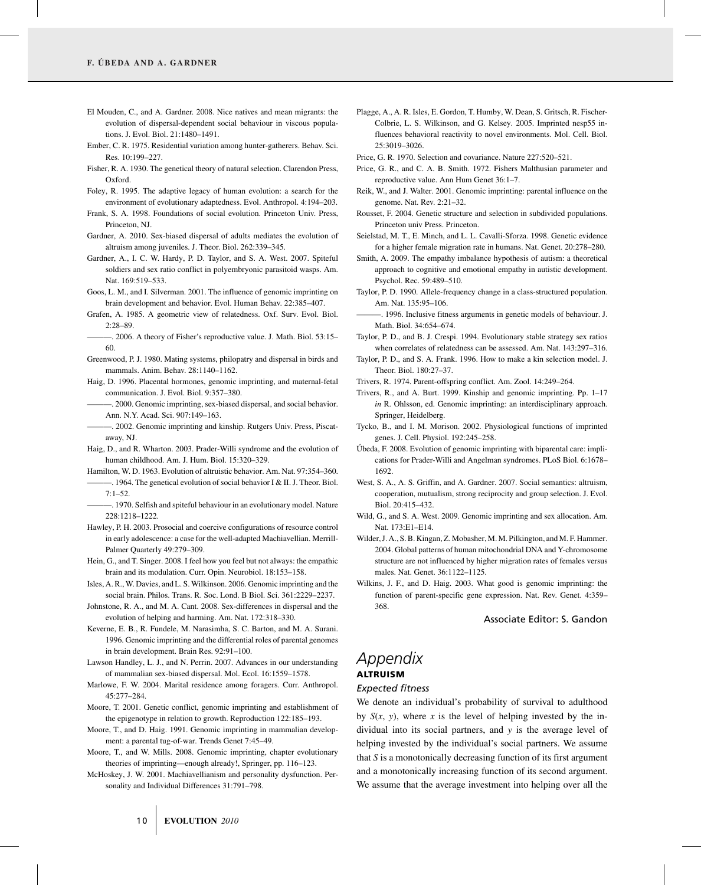El Mouden, C., and A. Gardner. 2008. Nice natives and mean migrants: the evolution of dispersal-dependent social behaviour in viscous populations. J. Evol. Biol. 21:1480–1491.

Ember, C. R. 1975. Residential variation among hunter-gatherers. Behav. Sci. Res. 10:199–227.

Fisher, R. A. 1930. The genetical theory of natural selection. Clarendon Press, Oxford.

Foley, R. 1995. The adaptive legacy of human evolution: a search for the environment of evolutionary adaptedness. Evol. Anthropol. 4:194–203.

Frank, S. A. 1998. Foundations of social evolution. Princeton Univ. Press, Princeton, NJ.

Gardner, A. 2010. Sex-biased dispersal of adults mediates the evolution of altruism among juveniles. J. Theor. Biol. 262:339–345.

Gardner, A., I. C. W. Hardy, P. D. Taylor, and S. A. West. 2007. Spiteful soldiers and sex ratio conflict in polyembryonic parasitoid wasps. Am. Nat. 169:519–533.

Goos, L. M., and I. Silverman. 2001. The influence of genomic imprinting on brain development and behavior. Evol. Human Behav. 22:385–407.

Grafen, A. 1985. A geometric view of relatedness. Oxf. Surv. Evol. Biol. 2:28–89.

———. 2006. A theory of Fisher's reproductive value. J. Math. Biol. 53:15–60.

Greenwood, P. J. 1980. Mating systems, philopatry and dispersal in birds and mammals. Anim. Behav. 28:1140–1162.

Haig, D. 1996. Placental hormones, genomic imprinting, and maternal-fetal communication. J. Evol. Biol. 9:357–380.

———. 2000. Genomic imprinting, sex-biased dispersal, and social behavior. Ann. N.Y. Acad. Sci. 907:149–163.

———. 2002. Genomic imprinting and kinship. Rutgers Univ. Press, Piscataway, NJ.

Haig, D., and R. Wharton. 2003. Prader-Willi syndrome and the evolution of human childhood. Am. J. Hum. Biol. 15:320–329.

Hamilton, W. D. 1963. Evolution of altruistic behavior. Am. Nat. 97:354–360.

———. 1964. The genetical evolution of social behavior I & II. J. Theor. Biol. 7:1–52.

———. 1970. Selfish and spiteful behaviour in an evolutionary model. Nature 228:1218–1222.

Hawley, P. H. 2003. Prosocial and coercive configurations of resource control in early adolescence: a case for the well-adapted Machiavellian. Merrill-Palmer Quarterly 49:279–309.

Hein, G., and T. Singer. 2008. I feel how you feel but not always: the empathic brain and its modulation. Curr. Opin. Neurobiol. 18:153–158.

Isles, A. R., W. Davies, and L. S. Wilkinson. 2006. Genomic imprinting and the social brain. Philos. Trans. R. Soc. Lond. B Biol. Sci. 361:2229–2237.

Johnstone, R. A., and M. A. Cant. 2008. Sex-differences in dispersal and the evolution of helping and harming. Am. Nat. 172:318–330.

Keverne, E. B., R. Fundele, M. Narasimha, S. C. Barton, and M. A. Surani. 1996. Genomic imprinting and the differential roles of parental genomes in brain development. Brain Res. 92:91–100.

Lawson Handley, L. J., and N. Perrin. 2007. Advances in our understanding of mammalian sex-biased dispersal. Mol. Ecol. 16:1559–1578.

Marlowe, F. W. 2004. Marital residence among foragers. Curr. Anthropol. 45:277–284.

Moore, T. 2001. Genetic conflict, genomic imprinting and establishment of the epigenotype in relation to growth. Reproduction 122:185–193.

Moore, T., and D. Haig. 1991. Genomic imprinting in mammalian development: a parental tug-of-war. Trends Genet 7:45–49.

Moore, T., and W. Mills. 2008. Genomic imprinting, chapter evolutionary theories of imprinting—enough already!, Springer, pp. 116–123.

McHoskey, J. W. 2001. Machiavellianism and personality dysfunction. Personality and Individual Differences 31:791–798.

Plagge, A., A. R. Isles, E. Gordon, T. Humby, W. Dean, S. Gritsch, R. Fischer-Colbrie, L. S. Wilkinson, and G. Kelsey. 2005. Imprinted nesp55 influences behavioral reactivity to novel environments. Mol. Cell. Biol. 25:3019–3026.

Price, G. R. 1970. Selection and covariance. Nature 227:520–521.

Price, G. R., and C. A. B. Smith. 1972. Fishers Malthusian parameter and reproductive value. Ann Hum Genet 36:1–7.

Reik, W., and J. Walter. 2001. Genomic imprinting: parental influence on the genome. Nat. Rev. 2:21–32.

Rousset, F. 2004. Genetic structure and selection in subdivided populations. Princeton univ Press. Princeton.

Seielstad, M. T., E. Minch, and L. L. Cavalli-Sforza. 1998. Genetic evidence for a higher female migration rate in humans. Nat. Genet. 20:278–280.

Smith, A. 2009. The empathy imbalance hypothesis of autism: a theoretical approach to cognitive and emotional empathy in autistic development. Psychol. Rec. 59:489–510.

Taylor, P. D. 1990. Allele-frequency change in a class-structured population. Am. Nat. 135:95–106.

———. 1996. Inclusive fitness arguments in genetic models of behaviour. J. Math. Biol. 34:654–674.

Taylor, P. D., and B. J. Crespi. 1994. Evolutionary stable strategy sex ratios when correlates of relatedness can be assessed. Am. Nat. 143:297–316.

Taylor, P. D., and S. A. Frank. 1996. How to make a kin selection model. J. Theor. Biol. 180:27–37.

Trivers, R. 1974. Parent-offspring conflict. Am. Zool. 14:249–264.

Trivers, R., and A. Burt. 1999. Kinship and genomic imprinting. Pp. 1–17 *in* R. Ohlsson, ed. Genomic imprinting: an interdisciplinary approach. Springer, Heidelberg.

Tycko, B., and I. M. Morison. 2002. Physiological functions of imprinted genes. J. Cell. Physiol. 192:245–258.

Úbeda, F. 2008. Evolution of genomic imprinting with biparental care: implications for Prader-Willi and Angelman syndromes. PLoS Biol. 6:1678–1692.

West, S. A., A. S. Griffin, and A. Gardner. 2007. Social semantics: altruism, cooperation, mutualism, strong reciprocity and group selection. J. Evol. Biol. 20:415–432.

Wild, G., and S. A. West. 2009. Genomic imprinting and sex allocation. Am. Nat. 173:E1–E14.

Wilder, J. A., S. B. Kingan, Z. Mobasher, M. M. Pilkington, and M. F. Hammer. 2004. Global patterns of human mitochondrial DNA and Y-chromosome structure are not influenced by higher migration rates of females versus males. Nat. Genet. 36:1122–1125.

Wilkins, J. F., and D. Haig. 2003. What good is genomic imprinting: the function of parent-specific gene expression. Nat. Rev. Genet. 4:359–368.

Associate Editor: S. Gandon

# Appendix

## ALTRUISM

### *Expected fitness*

We denote an individual's probability of survival to adulthood by $S(x, y)$, where $x$ is the level of helping invested by the individual into its social partners, and $y$ is the average level of helping invested by the individual's social partners. We assume that $S$ is a monotonically decreasing function of its first argument and a monotonically increasing function of its second argument. We assume that the average investment into helping over all the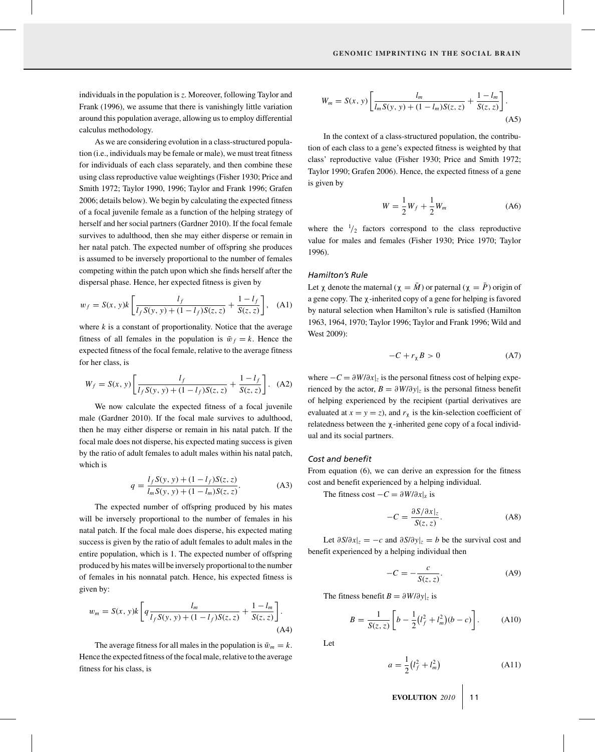individuals in the population is $z$. Moreover, following Taylor and Frank (1996), we assume that there is vanishingly little variation around this population average, allowing us to employ differential calculus methodology.

As we are considering evolution in a class-structured population (i.e., individuals may be female or male), we must treat fitness for individuals of each class separately, and then combine these using class reproductive value weightings (Fisher 1930; Price and Smith 1972; Taylor 1990, 1996; Taylor and Frank 1996; Grafen 2006; details below). We begin by calculating the expected fitness of a focal juvenile female as a function of the helping strategy of herself and her social partners (Gardner 2010). If the focal female survives to adulthood, then she may either disperse or remain in her natal patch. The expected number of offspring she produces is assumed to be inversely proportional to the number of females competing within the patch upon which she finds herself after the dispersal phase. Hence, her expected fitness is given by

$$w_f = S(x, y)k\left[\frac{l_f}{l_f S(y, y) + (1 - l_f)S(z, z)} + \frac{1 - l_f}{S(z, z)}\right], \quad \text{(A1)}$$

where $k$ is a constant of proportionality. Notice that the average fitness of all females in the population is $\bar{w}_f = k$. Hence the expected fitness of the focal female, relative to the average fitness for her class, is

$$W_f = S(x, y)\left[\frac{l_f}{l_f S(y, y) + (1 - l_f)S(z, z)} + \frac{1 - l_f}{S(z, z)}\right]. \quad \text{(A2)}$$

We now calculate the expected fitness of a focal juvenile male (Gardner 2010). If the focal male survives to adulthood, then he may either disperse or remain in his natal patch. If the focal male does not disperse, his expected mating success is given by the ratio of adult females to adult males within his natal patch, which is

$$q = \frac{l_f S(y, y) + (1 - l_f)S(z, z)}{l_m S(y, y) + (1 - l_m)S(z, z)}. \quad \text{(A3)}$$

The expected number of offspring produced by his mates will be inversely proportional to the number of females in his natal patch. If the focal male does disperse, his expected mating success is given by the ratio of adult females to adult males in the entire population, which is 1. The expected number of offspring produced by his mates will be inversely proportional to the number of females in his nonnatal patch. Hence, his expected fitness is given by:

$$w_m = S(x, y)k\left[q\frac{l_m}{l_f S(y, y) + (1 - l_f)S(z, z)} + \frac{1 - l_m}{S(z, z)}\right]. \quad \text{(A4)}$$

The average fitness for all males in the population is $\bar{w}_m = k$. Hence the expected fitness of the focal male, relative to the average fitness for his class, is

$$W_m = S(x, y)\left[\frac{l_m}{l_m S(y, y) + (1 - l_m)S(z, z)} + \frac{1 - l_m}{S(z, z)}\right]. \quad \text{(A5)}$$

In the context of a class-structured population, the contribution of each class to a gene's expected fitness is weighted by that class' reproductive value (Fisher 1930; Price and Smith 1972; Taylor 1990; Grafen 2006). Hence, the expected fitness of a gene is given by

$$W = \frac{1}{2}W_f + \frac{1}{2}W_m \quad \text{(A6)}$$

where the $^1/_2$ factors correspond to the class reproductive value for males and females (Fisher 1930; Price 1970; Taylor 1996).

### *Hamilton's Rule*

Let $\chi$ denote the maternal ($\chi = \bar{M}$) or paternal ($\chi = \bar{P}$) origin of a gene copy. The $\chi$-inherited copy of a gene for helping is favored by natural selection when Hamilton's rule is satisfied (Hamilton 1963, 1964, 1970; Taylor 1996; Taylor and Frank 1996; Wild and West 2009):

$$-C + r_\chi B > 0 \quad \text{(A7)}$$

where $-C = \partial W/\partial x|_z$ is the personal fitness cost of helping experienced by the actor, $B = \partial W/\partial y|_z$ is the personal fitness benefit of helping experienced by the recipient (partial derivatives are evaluated at $x = y = z$), and $r_\chi$ is the kin-selection coefficient of relatedness between the $\chi$-inherited gene copy of a focal individual and its social partners.

### *Cost and benefit*

From equation (6), we can derive an expression for the fitness cost and benefit experienced by a helping individual.

The fitness cost $-C = \partial W/\partial x|_z$ is

$$-C = \frac{\partial S/\partial x|_z}{S(z, z)}. \quad \text{(A8)}$$

Let $\partial S/\partial x|_z = -c$ and $\partial S/\partial y|_z = b$ be the survival cost and benefit experienced by a helping individual then

$$-C = -\frac{c}{S(z, z)}. \quad \text{(A9)}$$

The fitness benefit $B = \partial W/\partial y|_z$ is

$$B = \frac{1}{S(z, z)}\left[b - \frac{1}{2}\left(l_f^2 + l_m^2\right)(b - c)\right]. \quad \text{(A10)}$$

Let

$$a = \frac{1}{2}\left(l_f^2 + l_m^2\right) \quad \text{(A11)}$$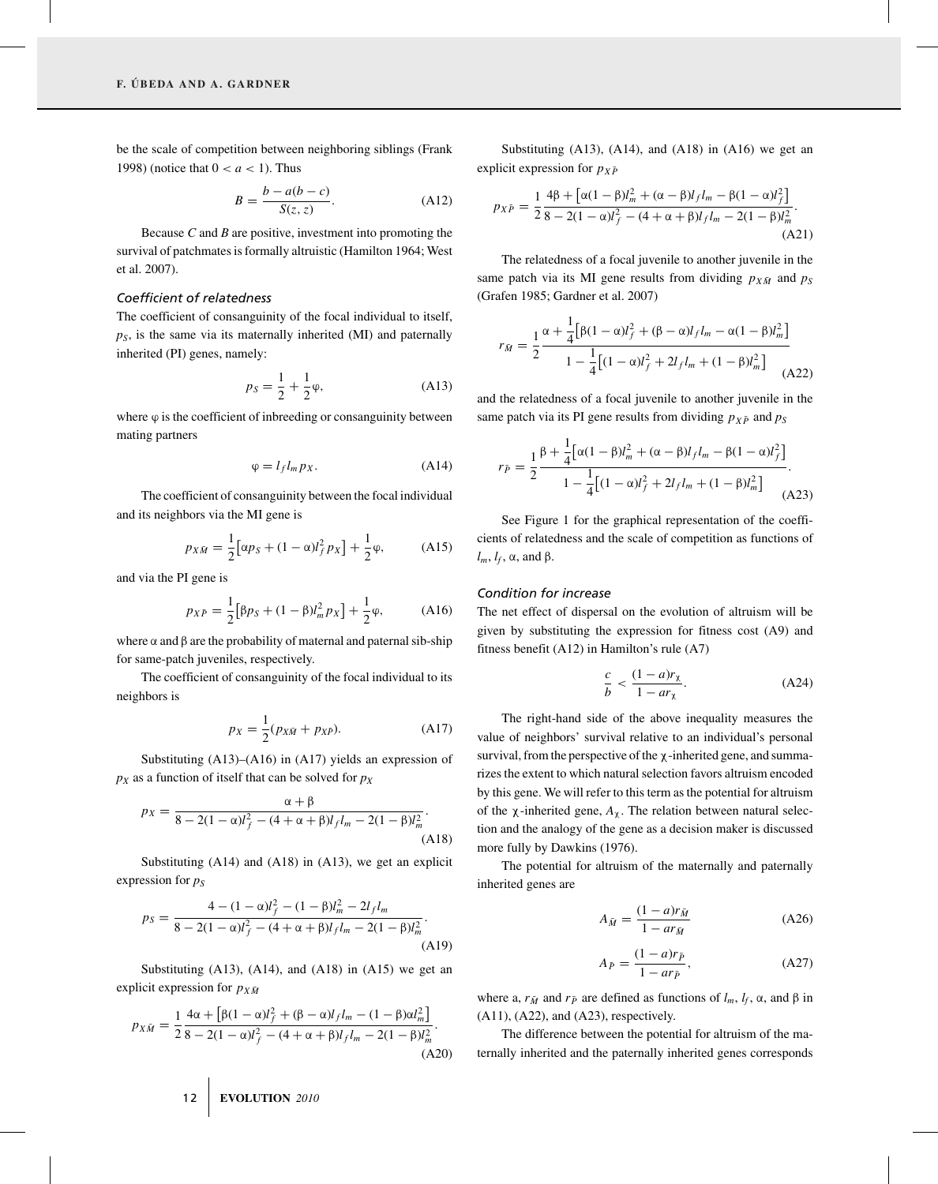be the scale of competition between neighboring siblings (Frank 1998) (notice that $0 < a < 1$). Thus

$$B = \frac{b - a(b - c)}{S(z, z)}. \tag{A12}$$

Because $C$ and $B$ are positive, investment into promoting the survival of patchmates is formally altruistic (Hamilton 1964; West et al. 2007).

### *Coefficient of relatedness*

The coefficient of consanguinity of the focal individual to itself, $p_S$, is the same via its maternally inherited (MI) and paternally inherited (PI) genes, namely:

$$p_S = \frac{1}{2} + \frac{1}{2}\varphi, \tag{A13}$$

where $\varphi$ is the coefficient of inbreeding or consanguinity between mating partners

$$\varphi = l_f l_m p_X. \tag{A14}$$

The coefficient of consanguinity between the focal individual and its neighbors via the MI gene is

$$p_{X\bar{M}} = \frac{1}{2}\left[\alpha p_S + (1 - \alpha)l_f^2 p_X\right] + \frac{1}{2}\varphi, \tag{A15}$$

and via the PI gene is

$$p_{X\bar{P}} = \frac{1}{2}\left[\beta p_S + (1 - \beta)l_m^2 p_X\right] + \frac{1}{2}\varphi, \tag{A16}$$

where $\alpha$ and $\beta$ are the probability of maternal and paternal sib-ship for same-patch juveniles, respectively.

The coefficient of consanguinity of the focal individual to its neighbors is

$$p_X = \frac{1}{2}(p_{X\bar{M}} + p_{X\bar{P}}). \tag{A17}$$

Substituting (A13)–(A16) in (A17) yields an expression of $p_X$ as a function of itself that can be solved for $p_X$

$$p_X = \frac{\alpha + \beta}{8 - 2(1 - \alpha)l_f^2 - (4 + \alpha + \beta)l_f l_m - 2(1 - \beta)l_m^2}. \tag{A18}$$

Substituting (A14) and (A18) in (A13), we get an explicit expression for $p_S$

$$p_S = \frac{4 - (1 - \alpha)l_f^2 - (1 - \beta)l_m^2 - 2l_f l_m}{8 - 2(1 - \alpha)l_f^2 - (4 + \alpha + \beta)l_f l_m - 2(1 - \beta)l_m^2}. \tag{A19}$$

Substituting (A13), (A14), and (A18) in (A15) we get an explicit expression for $p_{X\bar{M}}$

$$p_{X\bar{M}} = \frac{1}{2}\frac{4\alpha + \left[\beta(1 - \alpha)l_f^2 + (\beta - \alpha)l_f l_m - (1 - \beta)\alpha l_m^2\right]}{8 - 2(1 - \alpha)l_f^2 - (4 + \alpha + \beta)l_f l_m - 2(1 - \beta)l_m^2}. \tag{A20}$$

Substituting (A13), (A14), and (A18) in (A16) we get an explicit expression for $p_{X\bar{P}}$

$$p_{X\bar{P}} = \frac{1}{2}\frac{4\beta + \left[\alpha(1 - \beta)l_m^2 + (\alpha - \beta)l_f l_m - \beta(1 - \alpha)l_f^2\right]}{8 - 2(1 - \alpha)l_f^2 - (4 + \alpha + \beta)l_f l_m - 2(1 - \beta)l_m^2}. \tag{A21}$$

The relatedness of a focal juvenile to another juvenile in the same patch via its MI gene results from dividing $p_{X\bar{M}}$ and $p_S$ (Grafen 1985; Gardner et al. 2007)

$$r_{\bar{M}} = \frac{1}{2}\frac{\alpha + \frac{1}{4}\left[\beta(1 - \alpha)l_f^2 + (\beta - \alpha)l_f l_m - \alpha(1 - \beta)l_m^2\right]}{1 - \frac{1}{4}\left[(1 - \alpha)l_f^2 + 2l_f l_m + (1 - \beta)l_m^2\right]} \tag{A22}$$

and the relatedness of a focal juvenile to another juvenile in the same patch via its PI gene results from dividing $p_{X\bar{P}}$ and $p_S$

$$r_{\bar{P}} = \frac{1}{2}\frac{\beta + \frac{1}{4}\left[\alpha(1 - \beta)l_m^2 + (\alpha - \beta)l_f l_m - \beta(1 - \alpha)l_f^2\right]}{1 - \frac{1}{4}\left[(1 - \alpha)l_f^2 + 2l_f l_m + (1 - \beta)l_m^2\right]}. \tag{A23}$$

See Figure 1 for the graphical representation of the coefficients of relatedness and the scale of competition as functions of $l_m$, $l_f$, $\alpha$, and $\beta$.

### *Condition for increase*

The net effect of dispersal on the evolution of altruism will be given by substituting the expression for fitness cost (A9) and fitness benefit (A12) in Hamilton's rule (A7)

$$\frac{c}{b} < \frac{(1 - a)r_\chi}{1 - ar_\chi}. \tag{A24}$$

The right-hand side of the above inequality measures the value of neighbors' survival relative to an individual's personal survival, from the perspective of the $\chi$-inherited gene, and summarizes the extent to which natural selection favors altruism encoded by this gene. We will refer to this term as the potential for altruism of the $\chi$-inherited gene, $A_\chi$. The relation between natural selection and the analogy of the gene as a decision maker is discussed more fully by Dawkins (1976).

The potential for altruism of the maternally and paternally inherited genes are

$$A_{\bar{M}} = \frac{(1 - a)r_{\bar{M}}}{1 - ar_{\bar{M}}} \tag{A26}$$

$$A_{\bar{P}} = \frac{(1 - a)r_{\bar{P}}}{1 - ar_{\bar{P}}}, \tag{A27}$$

where a, $r_{\bar{M}}$ and $r_{\bar{P}}$ are defined as functions of $l_m$, $l_f$, $\alpha$, and $\beta$ in (A11), (A22), and (A23), respectively.

The difference between the potential for altruism of the maternally inherited and the paternally inherited genes corresponds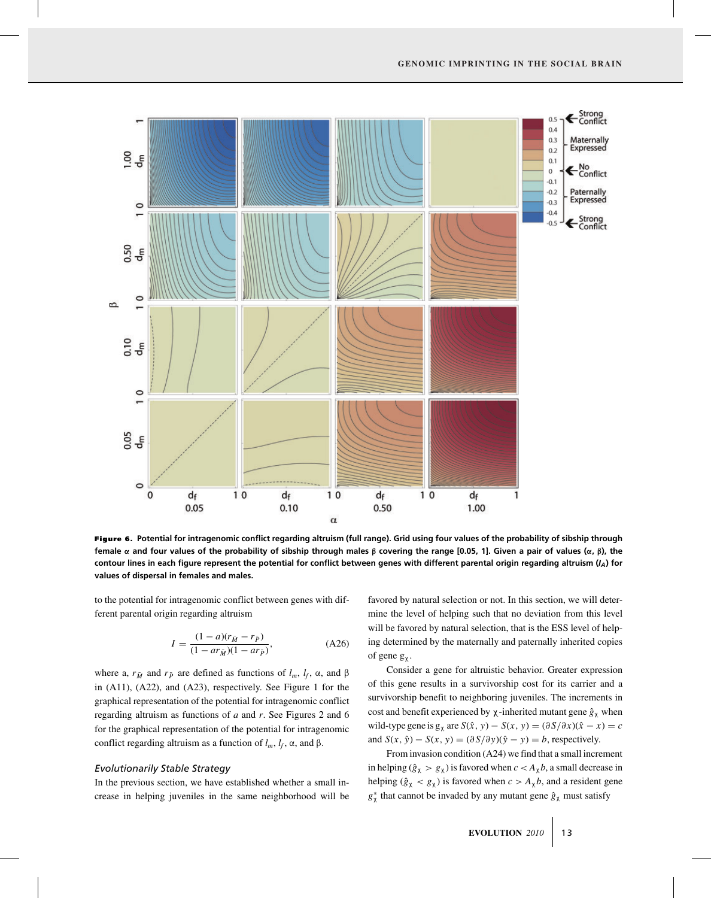**Figure 6.** **Potential for intragenomic conflict regarding altruism (full range). Grid using four values of the probability of sibship through female α and four values of the probability of sibship through males β covering the range [0.05, 1]. Given a pair of values (α, β), the contour lines in each figure represent the potential for conflict between genes with different parental origin regarding altruism ($I_A$) for values of dispersal in females and males.**

to the potential for intragenomic conflict between genes with different parental origin regarding altruism

$$I = \frac{(1-a)(r_{\tilde{M}} - r_{\tilde{P}})}{(1-ar_{\tilde{M}})(1-ar_{\tilde{P}})}, \tag{A26}$$

where a, $r_{\tilde{M}}$ and $r_{\tilde{P}}$ are defined as functions of $l_m$, $l_f$, α, and β in (A11), (A22), and (A23), respectively. See Figure 1 for the graphical representation of the potential for intragenomic conflict regarding altruism as functions of $a$ and $r$. See Figures 2 and 6 for the graphical representation of the potential for intragenomic conflict regarding altruism as a function of $l_m$, $l_f$, α, and β.

### *Evolutionarily Stable Strategy*

In the previous section, we have established whether a small increase in helping juveniles in the same neighborhood will be favored by natural selection or not. In this section, we will determine the level of helping such that no deviation from this level will be favored by natural selection, that is the ESS level of helping determined by the maternally and paternally inherited copies of gene $g_\chi$.

Consider a gene for altruistic behavior. Greater expression of this gene results in a survivorship cost for its carrier and a survivorship benefit to neighboring juveniles. The increments in cost and benefit experienced by χ-inherited mutant gene $\hat{g}_\chi$ when wild-type gene is $g_\chi$ are $S(\hat{x}, y) - S(x, y) = (\partial S/\partial x)(\hat{x} - x) = c$ and $S(x, \hat{y}) - S(x, y) = (\partial S/\partial y)(\hat{y} - y) = b$, respectively.

From invasion condition (A24) we find that a small increment in helping ($\hat{g}_\chi > g_\chi$) is favored when $c < A_\chi b$, a small decrease in helping ($\hat{g}_\chi < g_\chi$) is favored when $c > A_\chi b$, and a resident gene $g^*_\chi$ that cannot be invaded by any mutant gene $\hat{g}_\chi$ must satisfy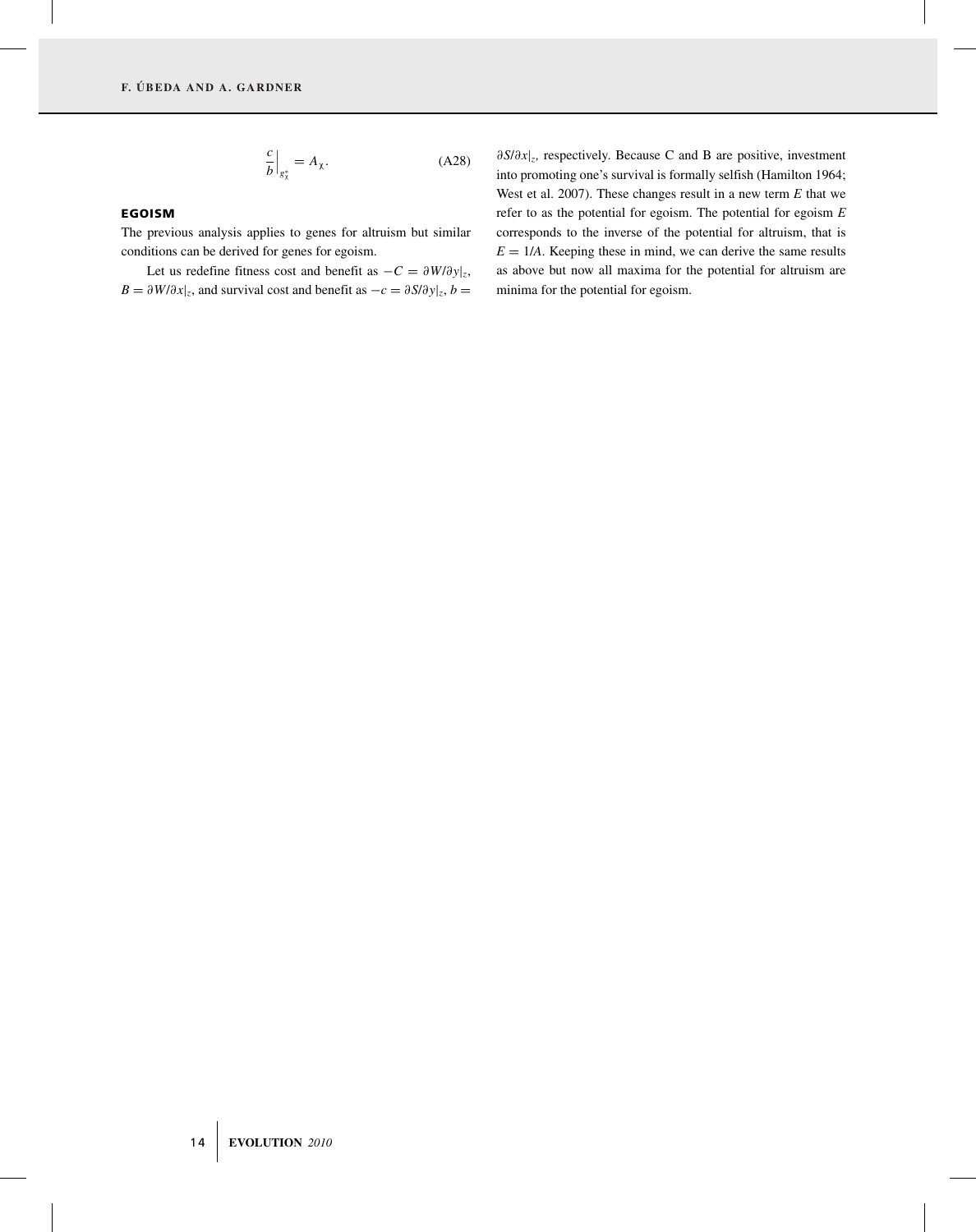$$\left.\frac{c}{b}\right|_{g_\chi^*} = A_\chi. \tag{A28}$$

## EGOISM

The previous analysis applies to genes for altruism but similar conditions can be derived for genes for egoism.

Let us redefine fitness cost and benefit as $-C = \partial W/\partial y|_z$, $B = \partial W/\partial x|_z$, and survival cost and benefit as $-c = \partial S/\partial y|_z$, $b = \partial S/\partial x|_z$, respectively. Because C and B are positive, investment into promoting one's survival is formally selfish (Hamilton 1964; West et al. 2007). These changes result in a new term $E$ that we refer to as the potential for egoism. The potential for egoism $E$ corresponds to the inverse of the potential for altruism, that is $E = 1/A$. Keeping these in mind, we can derive the same results as above but now all maxima for the potential for altruism are minima for the potential for egoism.